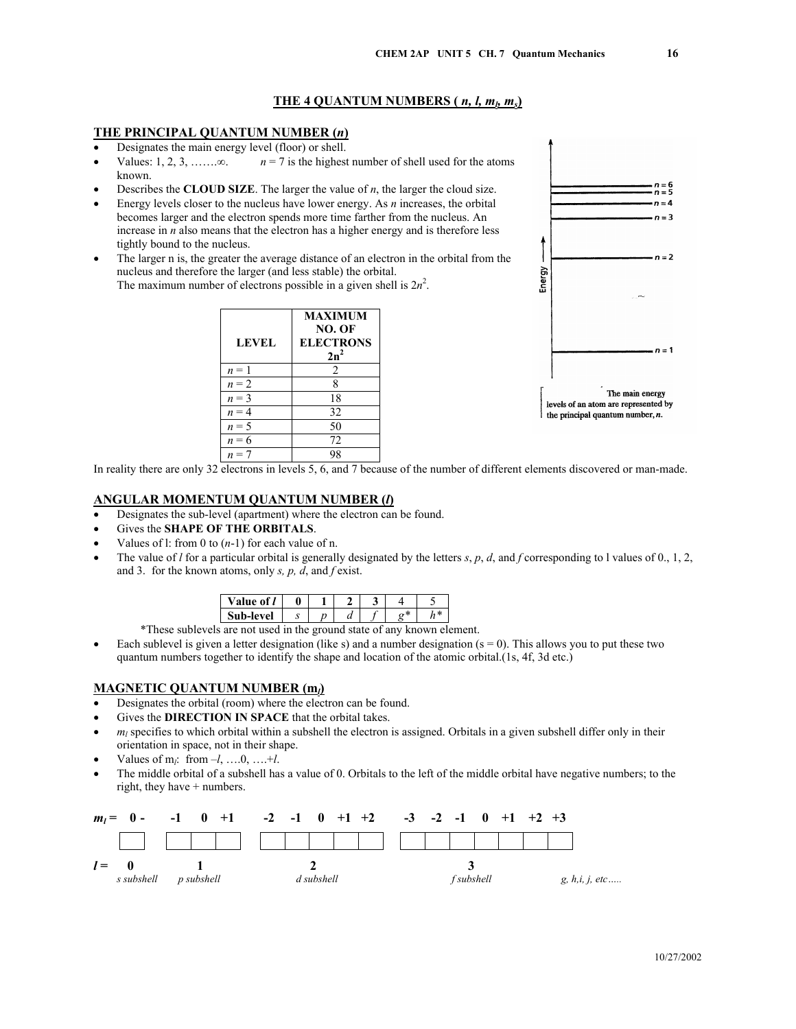# THE 4 QUANTUM NUMBERS ( $n$, $l$, $m_l$, $m_s$)

## THE PRINCIPAL QUANTUM NUMBER ($n$)

- Designates the main energy level (floor) or shell.
- Values: 1, 2, 3, …….∞. $n = 7$ is the highest number of shell used for the atoms known.
- Describes the **CLOUD SIZE**. The larger the value of $n$, the larger the cloud size.
- Energy levels closer to the nucleus have lower energy. As $n$ increases, the orbital becomes larger and the electron spends more time farther from the nucleus. An increase in $n$ also means that the electron has a higher energy and is therefore less tightly bound to the nucleus.
- The larger n is, the greater the average distance of an electron in the orbital from the nucleus and therefore the larger (and less stable) the orbital.
  The maximum number of electrons possible in a given shell is $2n^2$.

| LEVEL | MAXIMUM NO. OF ELECTRONS $2n^2$ |
|---|---|
| $n = 1$ | 2 |
| $n = 2$ | 8 |
| $n = 3$ | 18 |
| $n = 4$ | 32 |
| $n = 5$ | 50 |
| $n = 6$ | 72 |
| $n = 7$ | 98 |

Energy

$n = 6$
$n = 5$
$n = 4$
$n = 3$
$n = 2$
$n = 1$

The main energy levels of an atom are represented by the principal quantum number, $n$.

In reality there are only 32 electrons in levels 5, 6, and 7 because of the number of different elements discovered or man-made.

## ANGULAR MOMENTUM QUANTUM NUMBER ($l$)

- Designates the sub-level (apartment) where the electron can be found.
- Gives the **SHAPE OF THE ORBITALS**.
- Values of l: from 0 to ($n$-1) for each value of n.
- The value of $l$ for a particular orbital is generally designated by the letters *s*, *p*, *d*, and *f* corresponding to l values of 0., 1, 2, and 3. for the known atoms, only *s, p, d*, and *f* exist.

| Value of $l$ | 0 | 1 | 2 | 3 | 4 | 5 |
|---|---|---|---|---|---|---|
| Sub-level | *s* | *p* | *d* | *f* | *g** | *h** |

*These sublevels are not used in the ground state of any known element.

- Each sublevel is given a letter designation (like s) and a number designation (s = 0). This allows you to put these two quantum numbers together to identify the shape and location of the atomic orbital.(1s, 4f, 3d etc.)

## MAGNETIC QUANTUM NUMBER ($m_l$)

- Designates the orbital (room) where the electron can be found.
- Gives the **DIRECTION IN SPACE** that the orbital takes.
- $m_l$ specifies to which orbital within a subshell the electron is assigned. Orbitals in a given subshell differ only in their orientation in space, not in their shape.
- Values of $m_l$: from $-l$, ….0, ….$+l$.
- The middle orbital of a subshell has a value of 0. Orbitals to the left of the middle orbital have negative numbers; to the right, they have + numbers.

| | s subshell | p subshell | d subshell | f subshell | |
|---|---|---|---|---|---|
| $m_l$ = | 0 - | -1 0 +1 | -2 -1 0 +1 +2 | -3 -2 -1 0 +1 +2 +3 | |
| | ☐ | ☐☐☐ | ☐☐☐☐☐ | ☐☐☐☐☐☐☐ | |
| $l$ = | 0 | 1 | 2 | 3 | g, h,i, j, etc….. |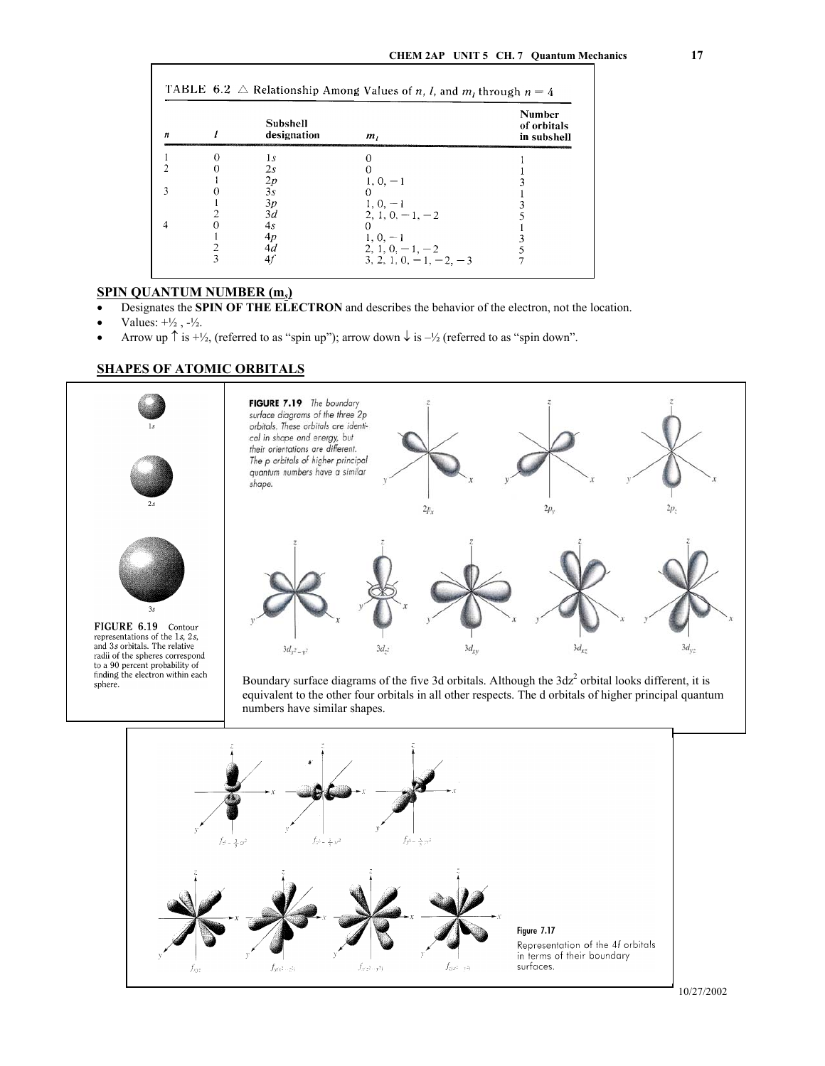TABLE 6.2 △ Relationship Among Values of $n$, $l$, and $m_l$ through $n = 4$

| $n$ | $l$ | Subshell designation | $m_l$ | Number of orbitals in subshell |
|---|---|---|---|---|
| 1 | 0 | 1s | 0 | 1 |
| 2 | 0 | 2s | 0 | 1 |
| | 1 | 2p | 1, 0, −1 | 3 |
| 3 | 0 | 3s | 0 | 1 |
| | 1 | 3p | 1, 0, −1 | 3 |
| | 2 | 3d | 2, 1, 0, −1, −2 | 5 |
| 4 | 0 | 4s | 0 | 1 |
| | 1 | 4p | 1, 0, −1 | 3 |
| | 2 | 4d | 2, 1, 0, −1, −2 | 5 |
| | 3 | 4f | 3, 2, 1, 0, −1, −2, −3 | 7 |

## SPIN QUANTUM NUMBER ($m_s$)

- Designates the **SPIN OF THE ELECTRON** and describes the behavior of the electron, not the location.
- Values: +½ , -½.
- Arrow up ↑ is +½, (referred to as "spin up"); arrow down ↓ is –½ (referred to as "spin down".

## SHAPES OF ATOMIC ORBITALS

1s

2s

3s

**FIGURE 6.19** Contour representations of the 1s, 2s, and 3s orbitals. The relative radii of the spheres correspond to a 90 percent probability of finding the electron within each sphere.

**FIGURE 7.19** *The boundary surface diagrams of the three 2p orbitals. These orbitals are identical in shape and energy, but their orientations are different. The p orbitals of higher principal quantum numbers have a similar shape.*

$2p_x$ $2p_y$ $2p_z$

$3d_{x^2-y^2}$ $3d_{z^2}$ $3d_{xy}$ $3d_{xz}$ $3d_{yz}$

Boundary surface diagrams of the five 3d orbitals. Although the $3dz^2$ orbital looks different, it is equivalent to the other four orbitals in all other respects. The d orbitals of higher principal quantum numbers have similar shapes.

$f_{z^3-\frac{3}{5}zr^2}$ $f_{x^3-\frac{3}{5}xr^2}$ $f_{y^3-\frac{3}{5}yr^2}$

$f_{xyz}$ $f_{y(x^2-z^2)}$ $f_{x(z^2-y^2)}$ $f_{z(x^2-y^2)}$

**Figure 7.17**
Representation of the 4f orbitals in terms of their boundary surfaces.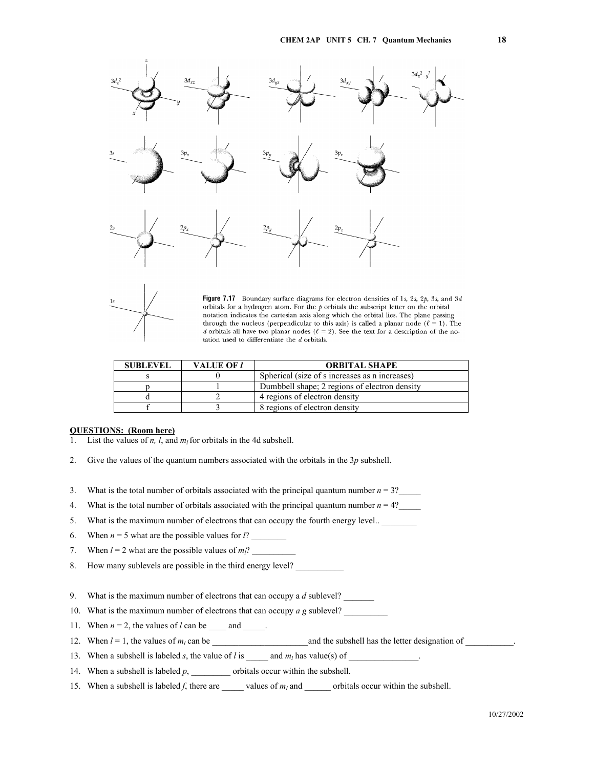Figure 7.17 Boundary surface diagrams for electron densities of 1*s*, 2*s*, 2*p*, 3*s*, and 3*d* orbitals for a hydrogen atom. For the *p* orbitals the subscript letter on the orbital notation indicates the cartesian axis along which the orbital lies. The plane passing through the nucleus (perpendicular to this axis) is called a planar node ($\ell = 1$). The *d* orbitals all have two planar nodes ($\ell = 2$). See the text for a description of the notation used to differentiate the *d* orbitals.

| SUBLEVEL | VALUE OF *l* | ORBITAL SHAPE |
|---|---|---|
| s | 0 | Spherical (size of s increases as n increases) |
| p | 1 | Dumbbell shape; 2 regions of electron density |
| d | 2 | 4 regions of electron density |
| f | 3 | 8 regions of electron density |

**QUESTIONS: (Room here)**

1. List the values of *n, l*, and $m_l$ for orbitals in the 4d subshell.

2. Give the values of the quantum numbers associated with the orbitals in the 3*p* subshell.

3. What is the total number of orbitals associated with the principal quantum number *n* = 3?_____
4. What is the total number of orbitals associated with the principal quantum number *n* = 4?_____
5. What is the maximum number of electrons that can occupy the fourth energy level.. ________
6. When *n* = 5 what are the possible values for *l*? ________
7. When *l* = 2 what are the possible values of $m_l$? __________
8. How many sublevels are possible in the third energy level? ___________

9. What is the maximum number of electrons that can occupy a *d* sublevel? _______
10. What is the maximum number of electrons that can occupy *a g* sublevel? __________
11. When *n* = 2, the values of *l* can be ____ and _____.
12. When *l* = 1, the values of $m_l$ can be ______________________and the subshell has the letter designation of ___________.
13. When a subshell is labeled *s*, the value of *l* is _____ and $m_l$ has value(s) of ________________.
14. When a subshell is labeled *p*, _________ orbitals occur within the subshell.
15. When a subshell is labeled *f*, there are _____ values of $m_l$ and ______ orbitals occur within the subshell.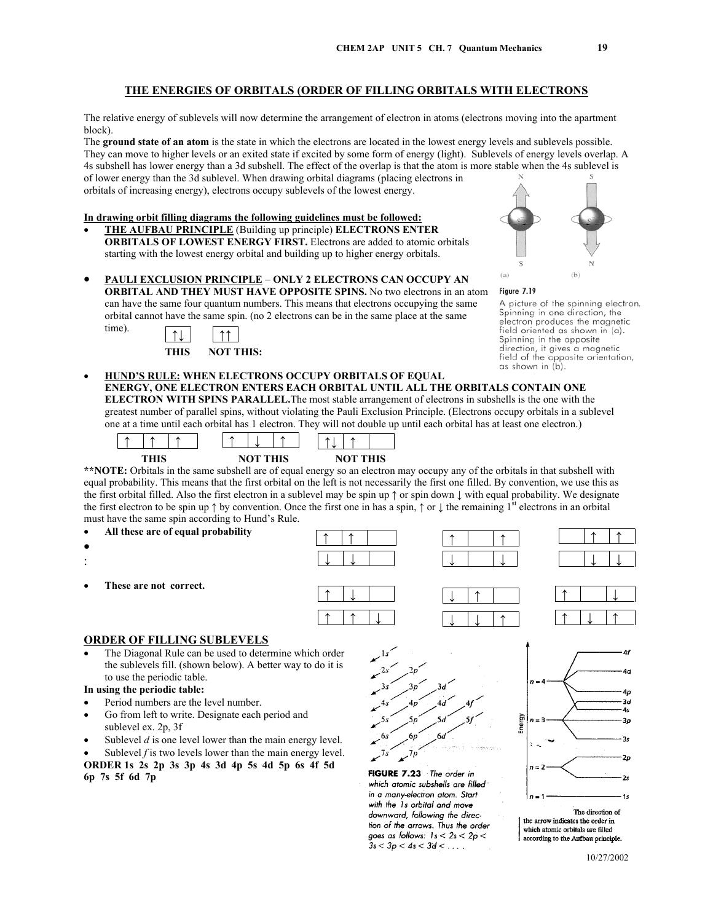## THE ENERGIES OF ORBITALS (ORDER OF FILLING ORBITALS WITH ELECTRONS

The relative energy of sublevels will now determine the arrangement of electron in atoms (electrons moving into the apartment block).

The **ground state of an atom** is the state in which the electrons are located in the lowest energy levels and sublevels possible. They can move to higher levels or an exited state if excited by some form of energy (light). Sublevels of energy levels overlap. A 4s subshell has lower energy than a 3d subshell. The effect of the overlap is that the atom is more stable when the 4s sublevel is of lower energy than the 3d sublevel. When drawing orbital diagrams (placing electrons in orbitals of increasing energy), electrons occupy sublevels of the lowest energy.

**In drawing orbit filling diagrams the following guidelines must be followed:**

- **THE AUFBAU PRINCIPLE** (Building up principle) **ELECTRONS ENTER ORBITALS OF LOWEST ENERGY FIRST.** Electrons are added to atomic orbitals starting with the lowest energy orbital and building up to higher energy orbitals.

- **PAULI EXCLUSION PRINCIPLE** – **ONLY 2 ELECTRONS CAN OCCUPY AN ORBITAL AND THEY MUST HAVE OPPOSITE SPINS.** No two electrons in an atom can have the same four quantum numbers. This means that electrons occupying the same orbital cannot have the same spin. (no 2 electrons can be in the same place at the same time).

| ↑↓ | ↑↑ |
|---|---|
| **THIS** | **NOT THIS:** |

Figure 7.19
A picture of the spinning electron. Spinning in one direction, the electron produces the magnetic field oriented as shown in (a). Spinning in the opposite direction, it gives a magnetic field of the opposite orientation, as shown in (b).

- **HUND'S RULE: WHEN ELECTRONS OCCUPY ORBITALS OF EQUAL ENERGY, ONE ELECTRON ENTERS EACH ORBITAL UNTIL ALL THE ORBITALS CONTAIN ONE ELECTRON WITH SPINS PARALLEL.** The most stable arrangement of electrons in subshells is the one with the greatest number of parallel spins, without violating the Pauli Exclusion Principle. (Electrons occupy orbitals in a sublevel one at a time until each orbital has 1 electron. They will not double up until each orbital has at least one electron.)

| ↑ ↑ ↑ | ↑ ↓ ↑ | ↑↓ ↑ _ |
|---|---|---|
| **THIS** | **NOT THIS** | **NOT THIS** |

****NOTE:** Orbitals in the same subshell are of equal energy so an electron may occupy any of the orbitals in that subshell with equal probability. This means that the first orbital on the left is not necessarily the first one filled. By convention, we use this as the first orbital filled. Also the first electron in a sublevel may be spin up ↑ or spin down ↓ with equal probability. We designate the first electron to be spin up ↑ by convention. Once the first one in has a spin, ↑ or ↓ the remaining 1st electrons in an orbital must have the same spin according to Hund's Rule.

- **All these are of equal probability**

| ↑ ↑ _ | ↑ _ ↑ | _ ↑ ↑ |
|---|---|---|
| ↓ ↓ _ | ↓ _ ↓ | _ ↓ ↓ |

- **These are not correct.**

| ↑ ↓ _ | ↓ ↑ _ | ↑ _ ↓ |
|---|---|---|
| ↑ ↑ ↓ | ↓ ↓ ↑ | ↑ ↓ ↑ |

## ORDER OF FILLING SUBLEVELS

- The Diagonal Rule can be used to determine which order the sublevels fill. (shown below). A better way to do it is to use the periodic table.

**In using the periodic table:**

- Period numbers are the level number.
- Go from left to write. Designate each period and sublevel ex. 2p, 3f
- Sublevel *d* is one level lower than the main energy level.
- Sublevel *f* is two levels lower than the main energy level.

**ORDER 1s 2s 2p 3s 3p 4s 3d 4p 5s 4d 5p 6s 4f 5d 6p 7s 5f 6d 7p**

1s
2s 2p
3s 3p 3d
4s 4p 4d 4f
5s 5p 5d 5f
6s 6p 6d
7s 7p

**FIGURE 7.23** *The order in which atomic subshells are filled in a many-electron atom. Start with the 1s orbital and move downward, following the direction of the arrows. Thus the order goes as follows: 1s < 2s < 2p < 3s < 3p < 4s < 3d < . . . .*

Energy: n = 1 — 1s; n = 2 — 2s, 2p; n = 3 — 3s, 3p, 3d; n = 4 — 4s, 4p, 4d, 4f

The direction of the arrow indicates the order in which atomic orbitals are filled according to the Aufbau principle.

10/27/2002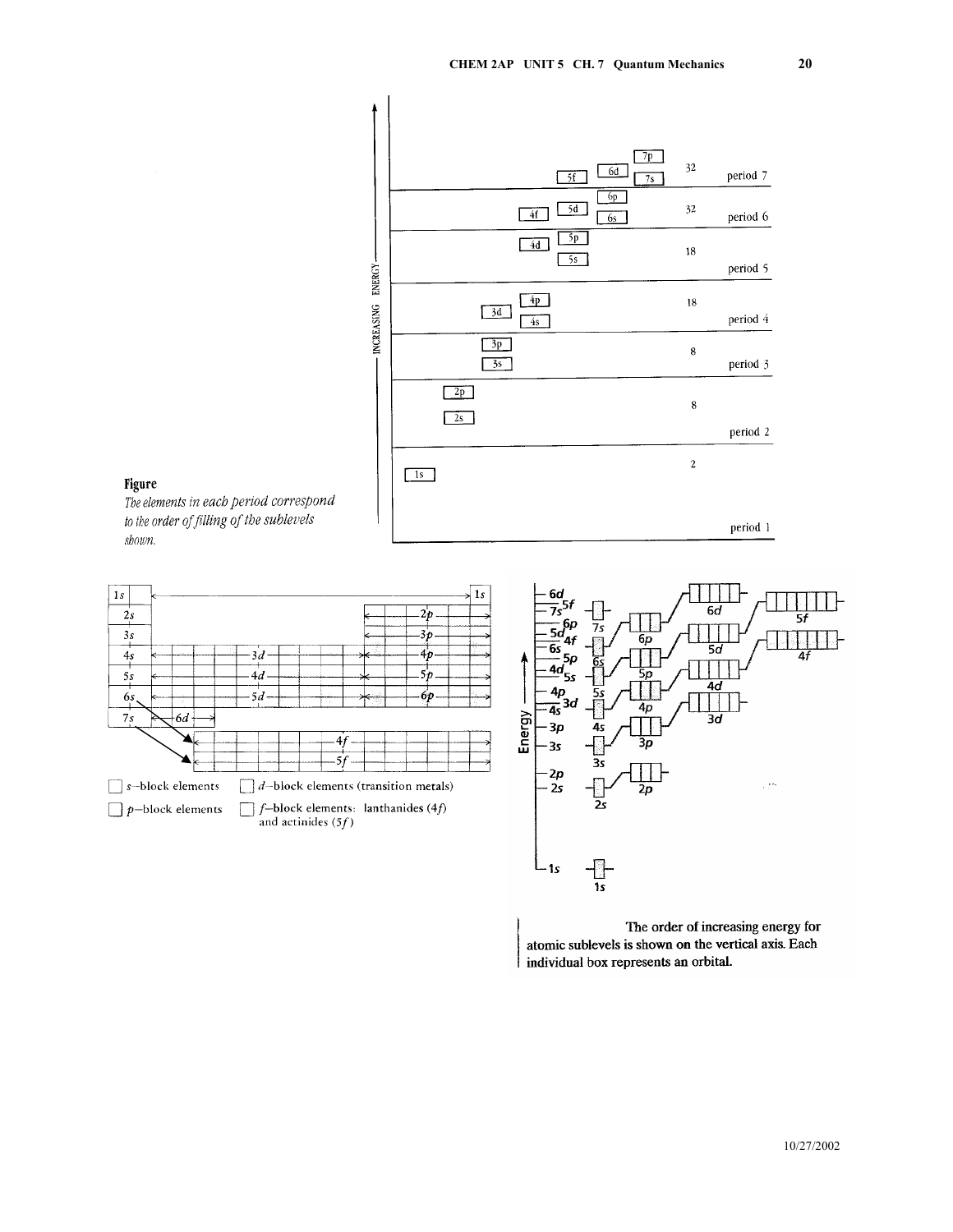**Figure**

*The elements in each period correspond to the order of filling of the sublevels shown.*

INCREASING ENERGY

| Sublevels | Number of elements | Period |
|---|---|---|
| 7s, 5f, 6d, 7p | 32 | period 7 |
| 6s, 4f, 5d, 6p | 32 | period 6 |
| 5s, 4d, 5p | 18 | period 5 |
| 4s, 3d, 4p | 18 | period 4 |
| 3s, 3p | 8 | period 3 |
| 2s, 2p | 8 | period 2 |
| 1s | 2 | period 1 |

| | | | |
|---|---|---|---|
| 1s | | | 1s |
| 2s | | | 2p |
| 3s | | | 3p |
| 4s | 3d | | 4p |
| 5s | 4d | | 5p |
| 6s | 5d | | 6p |
| 7s | 6d | | |
| | | 4f | |
| | | 5f | |

- s–block elements
- p–block elements
- d–block elements (transition metals)
- f–block elements: lanthanides (4f) and actinides (5f)

Energy: 1s, 2s, 2p, 3s, 3p, 4s, 3d, 4p, 5s, 4d, 5p, 6s, 4f, 5d, 6p, 7s, 5f, 6d

**The order of increasing energy for atomic sublevels is shown on the vertical axis. Each individual box represents an orbital.**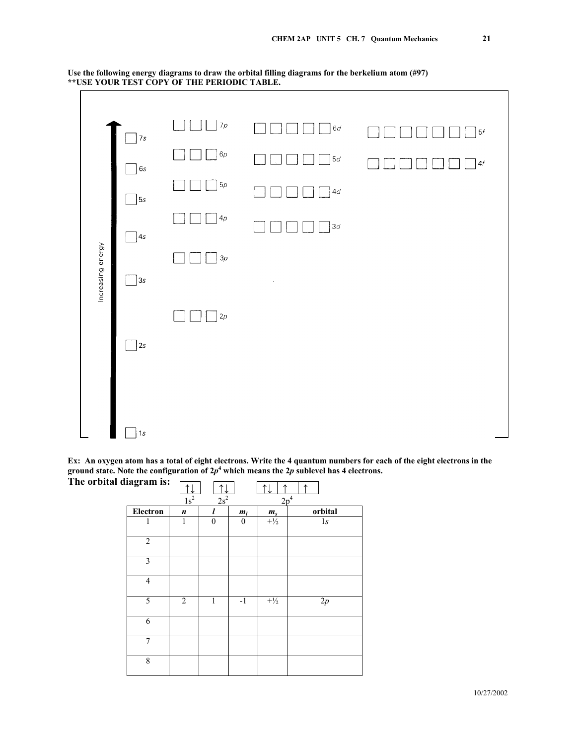**Use the following energy diagrams to draw the orbital filling diagrams for the berkelium atom (#97)**
**USE YOUR TEST COPY OF THE PERIODIC TABLE.**

Increasing energy

| | | | |
|---|---|---|---|
| 7s ☐ | ☐☐☐ 7p | ☐☐☐☐☐ 6d | ☐☐☐☐☐☐☐ 5f |
| 6s ☐ | ☐☐☐ 6p | ☐☐☐☐☐ 5d | ☐☐☐☐☐☐☐ 4f |
| 5s ☐ | ☐☐☐ 5p | ☐☐☐☐☐ 4d | |
| 4s ☐ | ☐☐☐ 4p | ☐☐☐☐☐ 3d | |
| 3s ☐ | ☐☐☐ 3p | | |
| 2s ☐ | ☐☐☐ 2p | | |
| 1s ☐ | | | |

**Ex: An oxygen atom has a total of eight electrons. Write the 4 quantum numbers for each of the eight electrons in the ground state. Note the configuration of $2p^4$ which means the $2p$ sublevel has 4 electrons.**

**The orbital diagram is:**

| ↑↓ | ↑↓ | ↑↓ ↑ ↑ |
|---|---|---|
| $1s^2$ | $2s^2$ | $2p^4$ |

| Electron | *n* | *l* | $m_l$ | $m_s$ | orbital |
|---|---|---|---|---|---|
| 1 | 1 | 0 | 0 | +½ | 1*s* |
| 2 | | | | | |
| 3 | | | | | |
| 4 | | | | | |
| 5 | 2 | 1 | -1 | +½ | 2*p* |
| 6 | | | | | |
| 7 | | | | | |
| 8 | | | | | |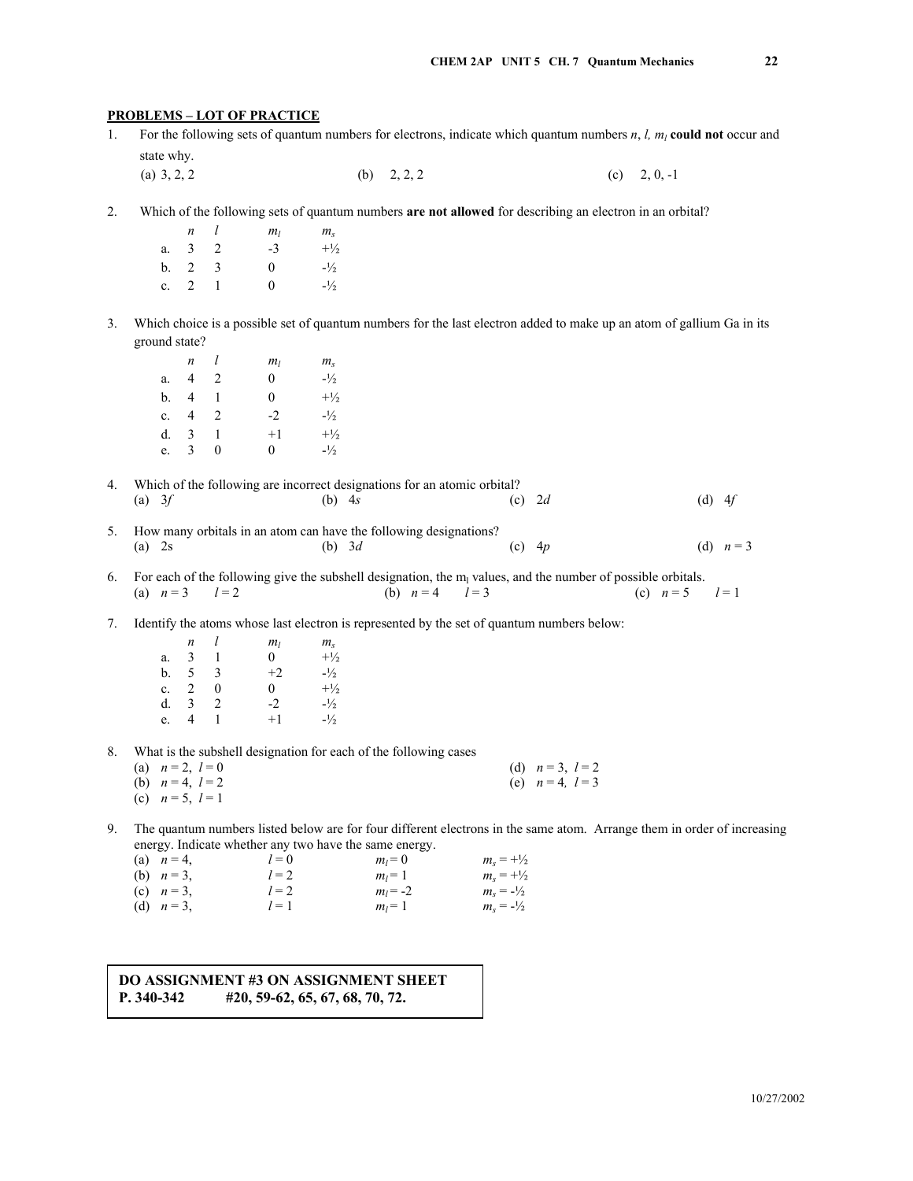**PROBLEMS – LOT OF PRACTICE**

1. For the following sets of quantum numbers for electrons, indicate which quantum numbers $n$, $l$, $m_l$ **could not** occur and state why.

   (a) 3, 2, 2 (b) 2, 2, 2 (c) 2, 0, -1

2. Which of the following sets of quantum numbers **are not allowed** for describing an electron in an orbital?

| | $n$ | $l$ | $m_l$ | $m_s$ |
|---|---|---|---|---|
| a. | 3 | 2 | -3 | +½ |
| b. | 2 | 3 | 0 | -½ |
| c. | 2 | 1 | 0 | -½ |

3. Which choice is a possible set of quantum numbers for the last electron added to make up an atom of gallium Ga in its ground state?

| | $n$ | $l$ | $m_l$ | $m_s$ |
|---|---|---|---|---|
| a. | 4 | 2 | 0 | -½ |
| b. | 4 | 1 | 0 | +½ |
| c. | 4 | 2 | -2 | -½ |
| d. | 3 | 1 | +1 | +½ |
| e. | 3 | 0 | 0 | -½ |

4. Which of the following are incorrect designations for an atomic orbital?

   (a) 3*f* (b) 4*s* (c) 2*d* (d) 4*f*

5. How many orbitals in an atom can have the following designations?

   (a) 2s (b) 3*d* (c) 4*p* (d) $n = 3$

6. For each of the following give the subshell designation, the $m_l$ values, and the number of possible orbitals.

   (a) $n = 3$ $l = 2$ (b) $n = 4$ $l = 3$ (c) $n = 5$ $l = 1$

7. Identify the atoms whose last electron is represented by the set of quantum numbers below:

| | $n$ | $l$ | $m_l$ | $m_s$ |
|---|---|---|---|---|
| a. | 3 | 1 | 0 | +½ |
| b. | 5 | 3 | +2 | -½ |
| c. | 2 | 0 | 0 | +½ |
| d. | 3 | 2 | -2 | -½ |
| e. | 4 | 1 | +1 | -½ |

8. What is the subshell designation for each of the following cases

   (a) $n = 2$, $l = 0$
   (b) $n = 4$, $l = 2$
   (c) $n = 5$, $l = 1$
   (d) $n = 3$, $l = 2$
   (e) $n = 4$, $l = 3$

9. The quantum numbers listed below are for four different electrons in the same atom. Arrange them in order of increasing energy. Indicate whether any two have the same energy.

   (a) $n = 4$, $l = 0$ $m_l = 0$ $m_s = +½$
   (b) $n = 3$, $l = 2$ $m_l = 1$ $m_s = +½$
   (c) $n = 3$, $l = 2$ $m_l = -2$ $m_s = -½$
   (d) $n = 3$, $l = 1$ $m_l = 1$ $m_s = -½$

**DO ASSIGNMENT #3 ON ASSIGNMENT SHEET**
**P. 340-342 #20, 59-62, 65, 67, 68, 70, 72.**

10/27/2002